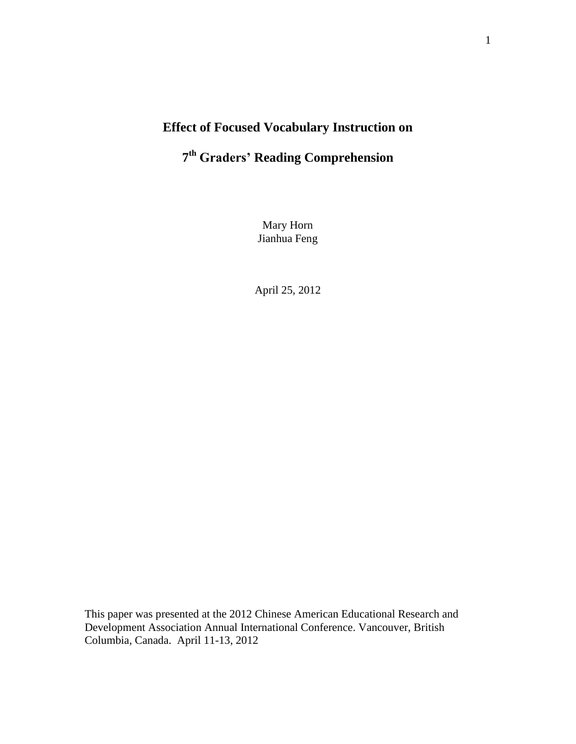# Effect of Focused Vocabulary Instruction on

# 7th Graders' Reading Comprehension

Mary Horn
Jianhua Feng

April 25, 2012

This paper was presented at the 2012 Chinese American Educational Research and Development Association Annual International Conference. Vancouver, British Columbia, Canada. April 11-13, 2012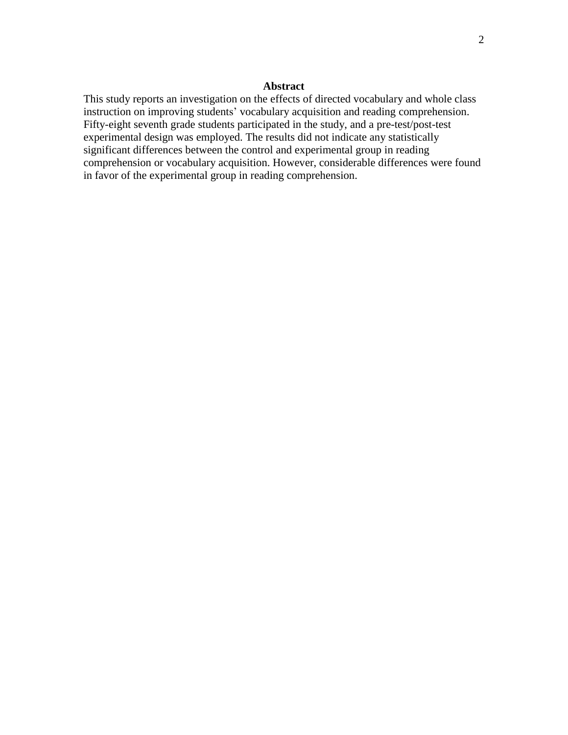# Abstract

This study reports an investigation on the effects of directed vocabulary and whole class instruction on improving students' vocabulary acquisition and reading comprehension. Fifty-eight seventh grade students participated in the study, and a pre-test/post-test experimental design was employed. The results did not indicate any statistically significant differences between the control and experimental group in reading comprehension or vocabulary acquisition. However, considerable differences were found in favor of the experimental group in reading comprehension.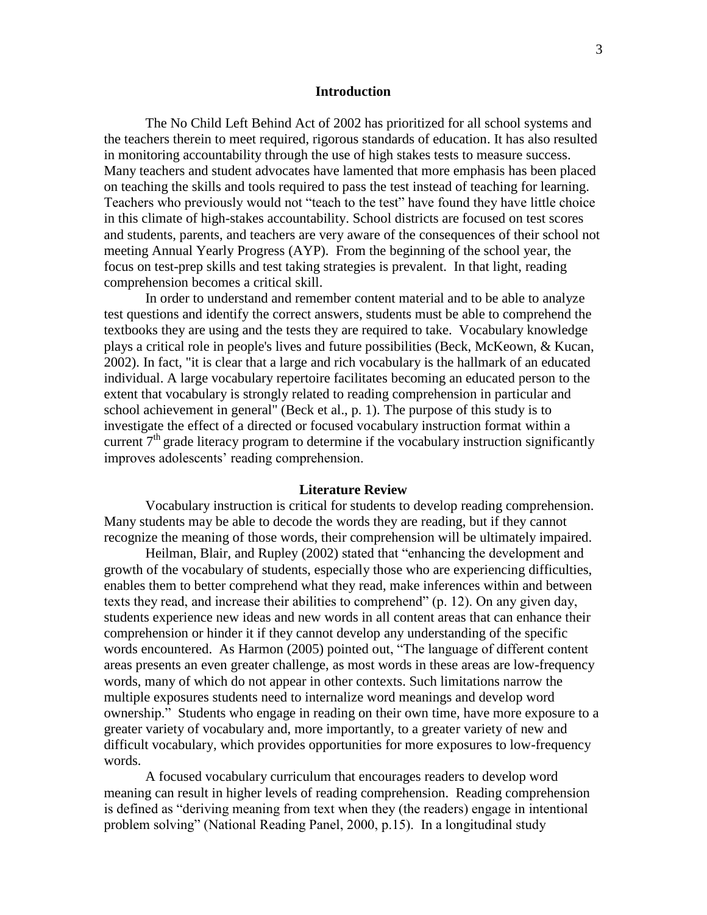## Introduction

The No Child Left Behind Act of 2002 has prioritized for all school systems and the teachers therein to meet required, rigorous standards of education. It has also resulted in monitoring accountability through the use of high stakes tests to measure success. Many teachers and student advocates have lamented that more emphasis has been placed on teaching the skills and tools required to pass the test instead of teaching for learning. Teachers who previously would not "teach to the test" have found they have little choice in this climate of high-stakes accountability. School districts are focused on test scores and students, parents, and teachers are very aware of the consequences of their school not meeting Annual Yearly Progress (AYP). From the beginning of the school year, the focus on test-prep skills and test taking strategies is prevalent. In that light, reading comprehension becomes a critical skill.

In order to understand and remember content material and to be able to analyze test questions and identify the correct answers, students must be able to comprehend the textbooks they are using and the tests they are required to take. Vocabulary knowledge plays a critical role in people's lives and future possibilities (Beck, McKeown, & Kucan, 2002). In fact, "it is clear that a large and rich vocabulary is the hallmark of an educated individual. A large vocabulary repertoire facilitates becoming an educated person to the extent that vocabulary is strongly related to reading comprehension in particular and school achievement in general" (Beck et al., p. 1). The purpose of this study is to investigate the effect of a directed or focused vocabulary instruction format within a current 7th grade literacy program to determine if the vocabulary instruction significantly improves adolescents' reading comprehension.

## Literature Review

Vocabulary instruction is critical for students to develop reading comprehension. Many students may be able to decode the words they are reading, but if they cannot recognize the meaning of those words, their comprehension will be ultimately impaired.

Heilman, Blair, and Rupley (2002) stated that "enhancing the development and growth of the vocabulary of students, especially those who are experiencing difficulties, enables them to better comprehend what they read, make inferences within and between texts they read, and increase their abilities to comprehend" (p. 12). On any given day, students experience new ideas and new words in all content areas that can enhance their comprehension or hinder it if they cannot develop any understanding of the specific words encountered. As Harmon (2005) pointed out, "The language of different content areas presents an even greater challenge, as most words in these areas are low-frequency words, many of which do not appear in other contexts. Such limitations narrow the multiple exposures students need to internalize word meanings and develop word ownership." Students who engage in reading on their own time, have more exposure to a greater variety of vocabulary and, more importantly, to a greater variety of new and difficult vocabulary, which provides opportunities for more exposures to low-frequency words.

A focused vocabulary curriculum that encourages readers to develop word meaning can result in higher levels of reading comprehension. Reading comprehension is defined as "deriving meaning from text when they (the readers) engage in intentional problem solving" (National Reading Panel, 2000, p.15). In a longitudinal study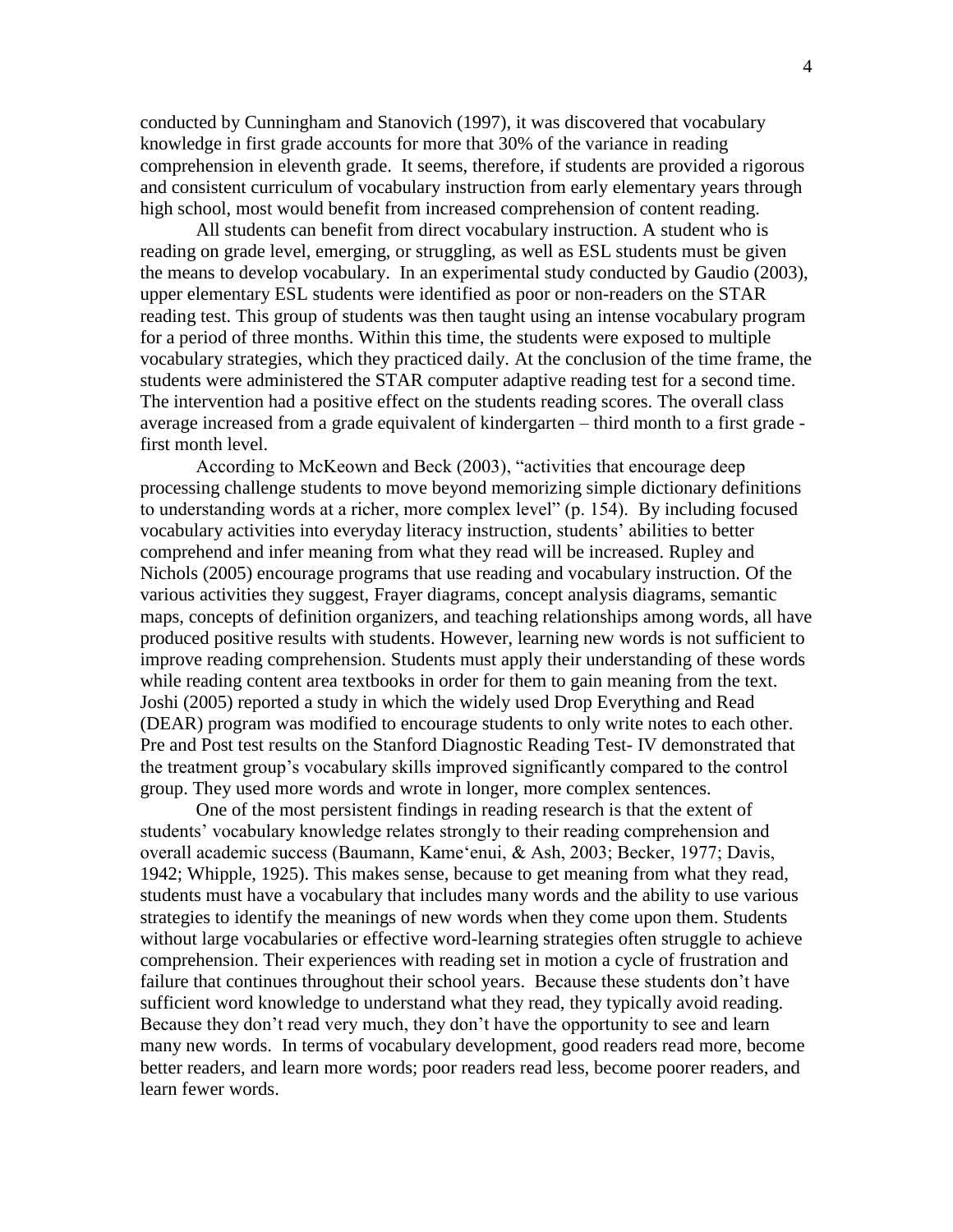conducted by Cunningham and Stanovich (1997), it was discovered that vocabulary knowledge in first grade accounts for more that 30% of the variance in reading comprehension in eleventh grade. It seems, therefore, if students are provided a rigorous and consistent curriculum of vocabulary instruction from early elementary years through high school, most would benefit from increased comprehension of content reading.

All students can benefit from direct vocabulary instruction. A student who is reading on grade level, emerging, or struggling, as well as ESL students must be given the means to develop vocabulary. In an experimental study conducted by Gaudio (2003), upper elementary ESL students were identified as poor or non-readers on the STAR reading test. This group of students was then taught using an intense vocabulary program for a period of three months. Within this time, the students were exposed to multiple vocabulary strategies, which they practiced daily. At the conclusion of the time frame, the students were administered the STAR computer adaptive reading test for a second time. The intervention had a positive effect on the students reading scores. The overall class average increased from a grade equivalent of kindergarten – third month to a first grade - first month level.

According to McKeown and Beck (2003), "activities that encourage deep processing challenge students to move beyond memorizing simple dictionary definitions to understanding words at a richer, more complex level" (p. 154). By including focused vocabulary activities into everyday literacy instruction, students' abilities to better comprehend and infer meaning from what they read will be increased. Rupley and Nichols (2005) encourage programs that use reading and vocabulary instruction. Of the various activities they suggest, Frayer diagrams, concept analysis diagrams, semantic maps, concepts of definition organizers, and teaching relationships among words, all have produced positive results with students. However, learning new words is not sufficient to improve reading comprehension. Students must apply their understanding of these words while reading content area textbooks in order for them to gain meaning from the text. Joshi (2005) reported a study in which the widely used Drop Everything and Read (DEAR) program was modified to encourage students to only write notes to each other. Pre and Post test results on the Stanford Diagnostic Reading Test- IV demonstrated that the treatment group's vocabulary skills improved significantly compared to the control group. They used more words and wrote in longer, more complex sentences.

One of the most persistent findings in reading research is that the extent of students' vocabulary knowledge relates strongly to their reading comprehension and overall academic success (Baumann, Kame'enui, & Ash, 2003; Becker, 1977; Davis, 1942; Whipple, 1925). This makes sense, because to get meaning from what they read, students must have a vocabulary that includes many words and the ability to use various strategies to identify the meanings of new words when they come upon them. Students without large vocabularies or effective word-learning strategies often struggle to achieve comprehension. Their experiences with reading set in motion a cycle of frustration and failure that continues throughout their school years. Because these students don't have sufficient word knowledge to understand what they read, they typically avoid reading. Because they don't read very much, they don't have the opportunity to see and learn many new words. In terms of vocabulary development, good readers read more, become better readers, and learn more words; poor readers read less, become poorer readers, and learn fewer words.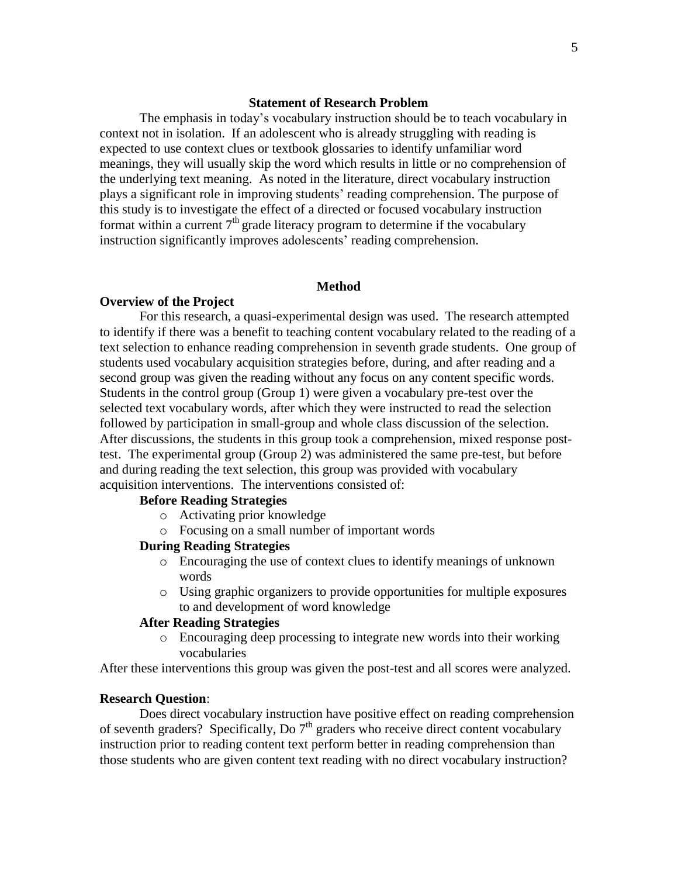## Statement of Research Problem

The emphasis in today's vocabulary instruction should be to teach vocabulary in context not in isolation. If an adolescent who is already struggling with reading is expected to use context clues or textbook glossaries to identify unfamiliar word meanings, they will usually skip the word which results in little or no comprehension of the underlying text meaning. As noted in the literature, direct vocabulary instruction plays a significant role in improving students' reading comprehension. The purpose of this study is to investigate the effect of a directed or focused vocabulary instruction format within a current 7th grade literacy program to determine if the vocabulary instruction significantly improves adolescents' reading comprehension.

## Method

### Overview of the Project

For this research, a quasi-experimental design was used. The research attempted to identify if there was a benefit to teaching content vocabulary related to the reading of a text selection to enhance reading comprehension in seventh grade students. One group of students used vocabulary acquisition strategies before, during, and after reading and a second group was given the reading without any focus on any content specific words. Students in the control group (Group 1) were given a vocabulary pre-test over the selected text vocabulary words, after which they were instructed to read the selection followed by participation in small-group and whole class discussion of the selection. After discussions, the students in this group took a comprehension, mixed response post-test. The experimental group (Group 2) was administered the same pre-test, but before and during reading the text selection, this group was provided with vocabulary acquisition interventions. The interventions consisted of:

**Before Reading Strategies**

- Activating prior knowledge
- Focusing on a small number of important words

**During Reading Strategies**

- Encouraging the use of context clues to identify meanings of unknown words
- Using graphic organizers to provide opportunities for multiple exposures to and development of word knowledge

**After Reading Strategies**

- Encouraging deep processing to integrate new words into their working vocabularies

After these interventions this group was given the post-test and all scores were analyzed.

### Research Question:

Does direct vocabulary instruction have positive effect on reading comprehension of seventh graders? Specifically, Do 7th graders who receive direct content vocabulary instruction prior to reading content text perform better in reading comprehension than those students who are given content text reading with no direct vocabulary instruction?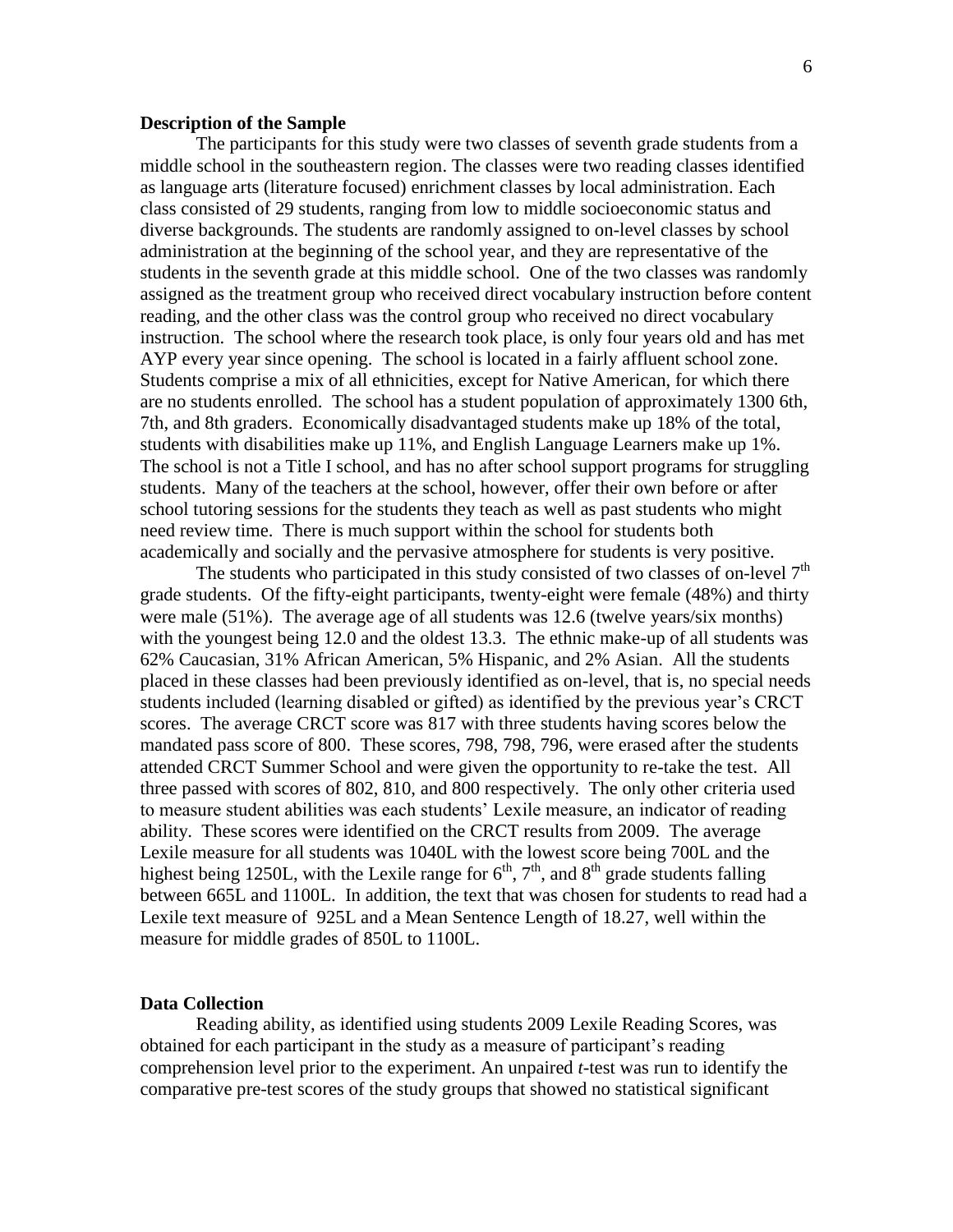**Description of the Sample**

The participants for this study were two classes of seventh grade students from a middle school in the southeastern region. The classes were two reading classes identified as language arts (literature focused) enrichment classes by local administration. Each class consisted of 29 students, ranging from low to middle socioeconomic status and diverse backgrounds. The students are randomly assigned to on-level classes by school administration at the beginning of the school year, and they are representative of the students in the seventh grade at this middle school. One of the two classes was randomly assigned as the treatment group who received direct vocabulary instruction before content reading, and the other class was the control group who received no direct vocabulary instruction. The school where the research took place, is only four years old and has met AYP every year since opening. The school is located in a fairly affluent school zone. Students comprise a mix of all ethnicities, except for Native American, for which there are no students enrolled. The school has a student population of approximately 1300 6th, 7th, and 8th graders. Economically disadvantaged students make up 18% of the total, students with disabilities make up 11%, and English Language Learners make up 1%. The school is not a Title I school, and has no after school support programs for struggling students. Many of the teachers at the school, however, offer their own before or after school tutoring sessions for the students they teach as well as past students who might need review time. There is much support within the school for students both academically and socially and the pervasive atmosphere for students is very positive.

The students who participated in this study consisted of two classes of on-level 7th grade students. Of the fifty-eight participants, twenty-eight were female (48%) and thirty were male (51%). The average age of all students was 12.6 (twelve years/six months) with the youngest being 12.0 and the oldest 13.3. The ethnic make-up of all students was 62% Caucasian, 31% African American, 5% Hispanic, and 2% Asian. All the students placed in these classes had been previously identified as on-level, that is, no special needs students included (learning disabled or gifted) as identified by the previous year's CRCT scores. The average CRCT score was 817 with three students having scores below the mandated pass score of 800. These scores, 798, 798, 796, were erased after the students attended CRCT Summer School and were given the opportunity to re-take the test. All three passed with scores of 802, 810, and 800 respectively. The only other criteria used to measure student abilities was each students' Lexile measure, an indicator of reading ability. These scores were identified on the CRCT results from 2009. The average Lexile measure for all students was 1040L with the lowest score being 700L and the highest being 1250L, with the Lexile range for 6th, 7th, and 8th grade students falling between 665L and 1100L. In addition, the text that was chosen for students to read had a Lexile text measure of 925L and a Mean Sentence Length of 18.27, well within the measure for middle grades of 850L to 1100L.

**Data Collection**

Reading ability, as identified using students 2009 Lexile Reading Scores, was obtained for each participant in the study as a measure of participant's reading comprehension level prior to the experiment. An unpaired *t*-test was run to identify the comparative pre-test scores of the study groups that showed no statistical significant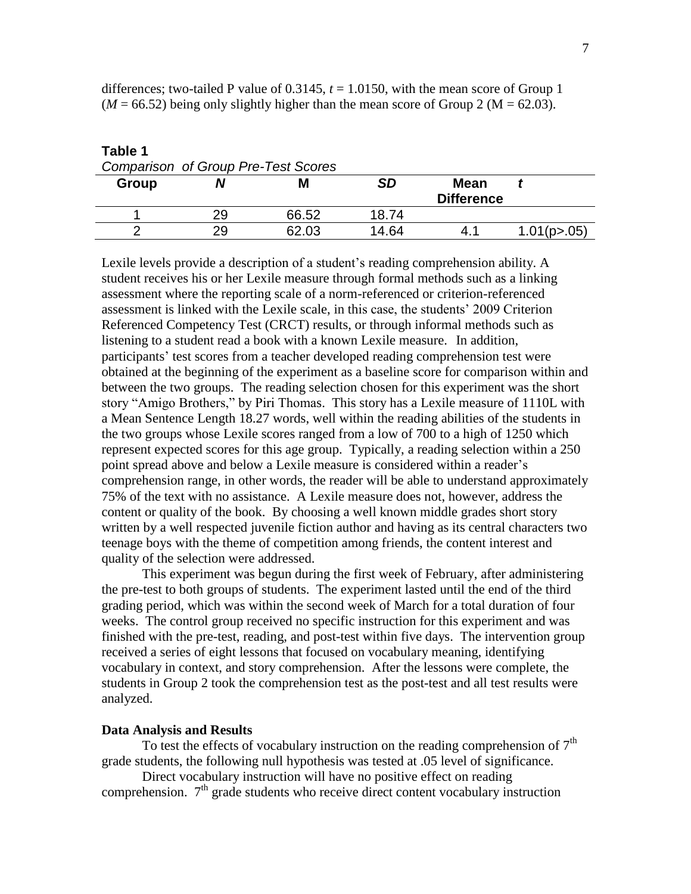differences; two-tailed P value of 0.3145, $t = 1.0150$, with the mean score of Group 1 ($M = 66.52$) being only slightly higher than the mean score of Group 2 ($M = 62.03$).

**Table 1**

*Comparison of Group Pre-Test Scores*

| Group | *N* | M | *SD* | Mean Difference | *t* |
|---|---|---|---|---|---|
| 1 | 29 | 66.52 | 18.74 | | |
| 2 | 29 | 62.03 | 14.64 | 4.1 | 1.01($p > .05$) |

Lexile levels provide a description of a student's reading comprehension ability. A student receives his or her Lexile measure through formal methods such as a linking assessment where the reporting scale of a norm-referenced or criterion-referenced assessment is linked with the Lexile scale, in this case, the students' 2009 Criterion Referenced Competency Test (CRCT) results, or through informal methods such as listening to a student read a book with a known Lexile measure. In addition, participants' test scores from a teacher developed reading comprehension test were obtained at the beginning of the experiment as a baseline score for comparison within and between the two groups. The reading selection chosen for this experiment was the short story "Amigo Brothers," by Piri Thomas. This story has a Lexile measure of 1110L with a Mean Sentence Length 18.27 words, well within the reading abilities of the students in the two groups whose Lexile scores ranged from a low of 700 to a high of 1250 which represent expected scores for this age group. Typically, a reading selection within a 250 point spread above and below a Lexile measure is considered within a reader's comprehension range, in other words, the reader will be able to understand approximately 75% of the text with no assistance. A Lexile measure does not, however, address the content or quality of the book. By choosing a well known middle grades short story written by a well respected juvenile fiction author and having as its central characters two teenage boys with the theme of competition among friends, the content interest and quality of the selection were addressed.

This experiment was begun during the first week of February, after administering the pre-test to both groups of students. The experiment lasted until the end of the third grading period, which was within the second week of March for a total duration of four weeks. The control group received no specific instruction for this experiment and was finished with the pre-test, reading, and post-test within five days. The intervention group received a series of eight lessons that focused on vocabulary meaning, identifying vocabulary in context, and story comprehension. After the lessons were complete, the students in Group 2 took the comprehension test as the post-test and all test results were analyzed.

**Data Analysis and Results**

To test the effects of vocabulary instruction on the reading comprehension of 7th grade students, the following null hypothesis was tested at .05 level of significance.

Direct vocabulary instruction will have no positive effect on reading comprehension. 7th grade students who receive direct content vocabulary instruction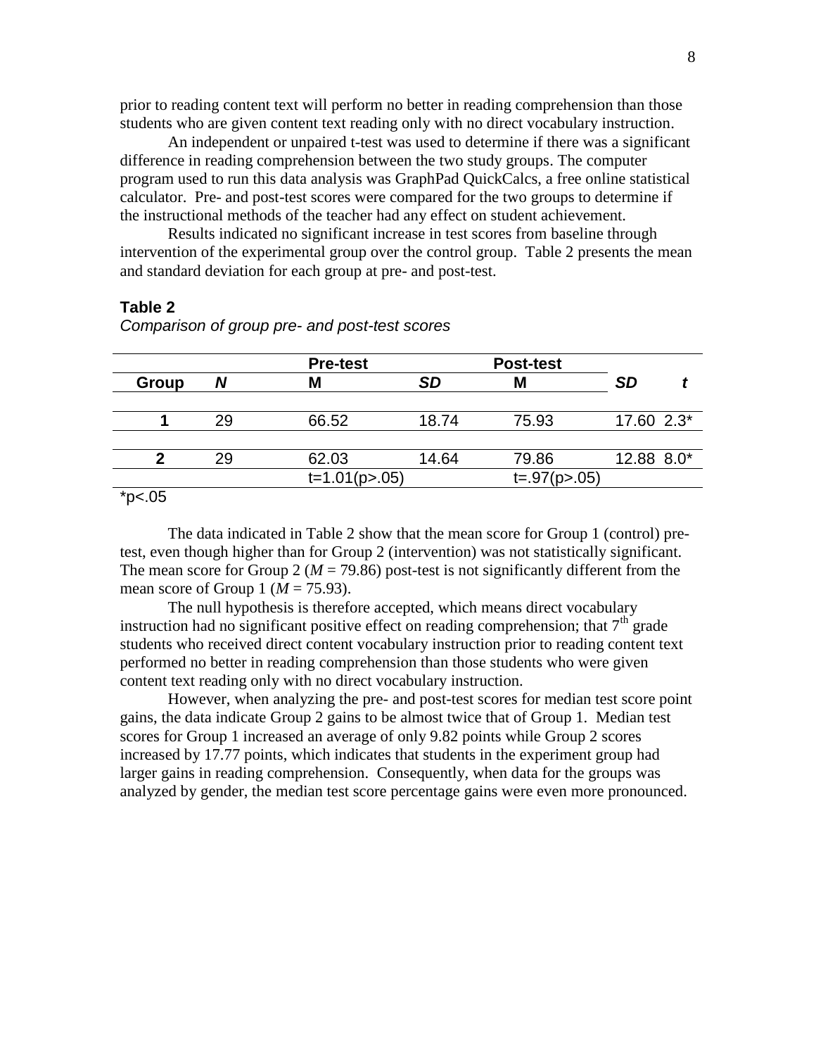prior to reading content text will perform no better in reading comprehension than those students who are given content text reading only with no direct vocabulary instruction.

An independent or unpaired t-test was used to determine if there was a significant difference in reading comprehension between the two study groups. The computer program used to run this data analysis was GraphPad QuickCalcs, a free online statistical calculator. Pre- and post-test scores were compared for the two groups to determine if the instructional methods of the teacher had any effect on student achievement.

Results indicated no significant increase in test scores from baseline through intervention of the experimental group over the control group. Table 2 presents the mean and standard deviation for each group at pre- and post-test.

**Table 2**

*Comparison of group pre- and post-test scores*

| | | Pre-test | | Post-test | | |
|---|---|---|---|---|---|---|
| **Group** | ***N*** | **M** | ***SD*** | **M** | ***SD*** | ***t*** |
| **1** | 29 | 66.52 | 18.74 | 75.93 | 17.60 | 2.3* |
| **2** | 29 | 62.03 | 14.64 | 79.86 | 12.88 | 8.0* |
| | | t=1.01(p>.05) | | t=.97(p>.05) | | |

*p<.05

The data indicated in Table 2 show that the mean score for Group 1 (control) pre-test, even though higher than for Group 2 (intervention) was not statistically significant. The mean score for Group 2 ($M$ = 79.86) post-test is not significantly different from the mean score of Group 1 ($M$ = 75.93).

The null hypothesis is therefore accepted, which means direct vocabulary instruction had no significant positive effect on reading comprehension; that 7th grade students who received direct content vocabulary instruction prior to reading content text performed no better in reading comprehension than those students who were given content text reading only with no direct vocabulary instruction.

However, when analyzing the pre- and post-test scores for median test score point gains, the data indicate Group 2 gains to be almost twice that of Group 1. Median test scores for Group 1 increased an average of only 9.82 points while Group 2 scores increased by 17.77 points, which indicates that students in the experiment group had larger gains in reading comprehension. Consequently, when data for the groups was analyzed by gender, the median test score percentage gains were even more pronounced.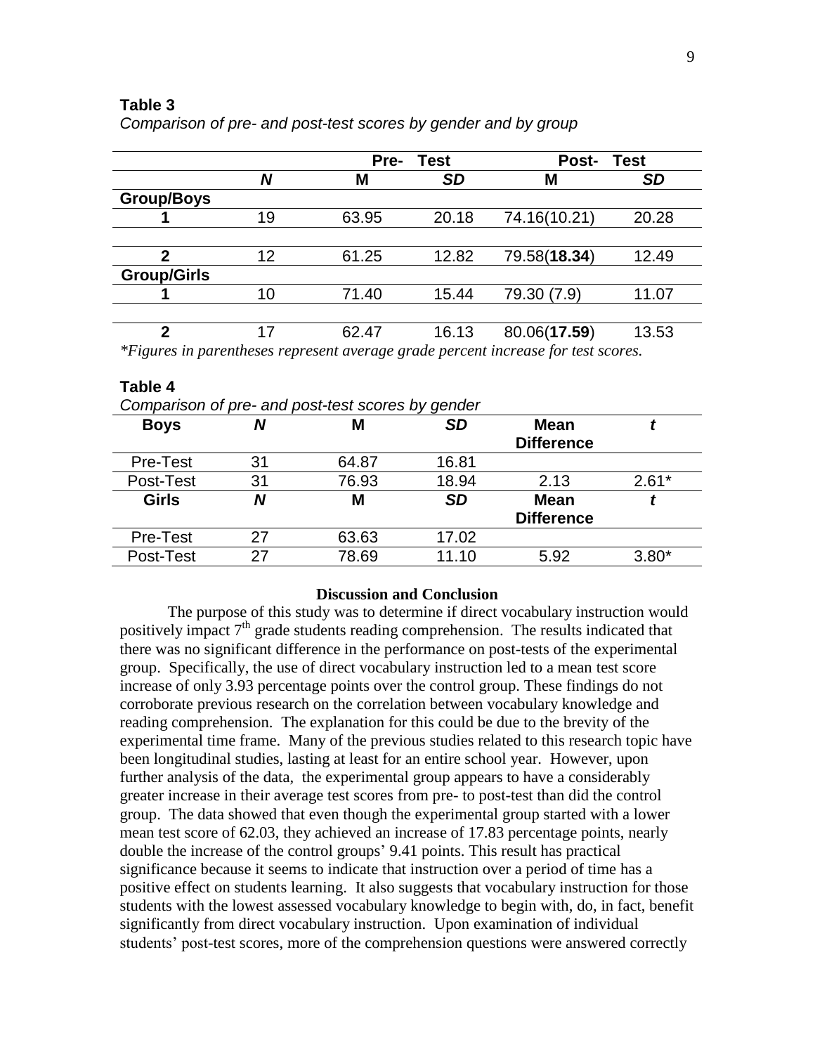**Table 3**

*Comparison of pre- and post-test scores by gender and by group*

| | | Pre- Test | | Post- Test | |
|---|---|---|---|---|---|
| | ***N*** | **M** | ***SD*** | **M** | ***SD*** |
| **Group/Boys** | | | | | |
| **1** | 19 | 63.95 | 20.18 | 74.16(10.21) | 20.28 |
| **2** | 12 | 61.25 | 12.82 | 79.58(**18.34**) | 12.49 |
| **Group/Girls** | | | | | |
| **1** | 10 | 71.40 | 15.44 | 79.30 (7.9) | 11.07 |
| **2** | 17 | 62.47 | 16.13 | 80.06(**17.59**) | 13.53 |

*\*Figures in parentheses represent average grade percent increase for test scores.*

**Table 4**

*Comparison of pre- and post-test scores by gender*

| **Boys** | ***N*** | **M** | ***SD*** | **Mean Difference** | ***t*** |
|---|---|---|---|---|---|
| Pre-Test | 31 | 64.87 | 16.81 | | |
| Post-Test | 31 | 76.93 | 18.94 | 2.13 | 2.61* |
| **Girls** | ***N*** | **M** | ***SD*** | **Mean Difference** | ***t*** |
| Pre-Test | 27 | 63.63 | 17.02 | | |
| Post-Test | 27 | 78.69 | 11.10 | 5.92 | 3.80* |

## Discussion and Conclusion

The purpose of this study was to determine if direct vocabulary instruction would positively impact 7th grade students reading comprehension. The results indicated that there was no significant difference in the performance on post-tests of the experimental group. Specifically, the use of direct vocabulary instruction led to a mean test score increase of only 3.93 percentage points over the control group. These findings do not corroborate previous research on the correlation between vocabulary knowledge and reading comprehension. The explanation for this could be due to the brevity of the experimental time frame. Many of the previous studies related to this research topic have been longitudinal studies, lasting at least for an entire school year. However, upon further analysis of the data, the experimental group appears to have a considerably greater increase in their average test scores from pre- to post-test than did the control group. The data showed that even though the experimental group started with a lower mean test score of 62.03, they achieved an increase of 17.83 percentage points, nearly double the increase of the control groups' 9.41 points. This result has practical significance because it seems to indicate that instruction over a period of time has a positive effect on students learning. It also suggests that vocabulary instruction for those students with the lowest assessed vocabulary knowledge to begin with, do, in fact, benefit significantly from direct vocabulary instruction. Upon examination of individual students' post-test scores, more of the comprehension questions were answered correctly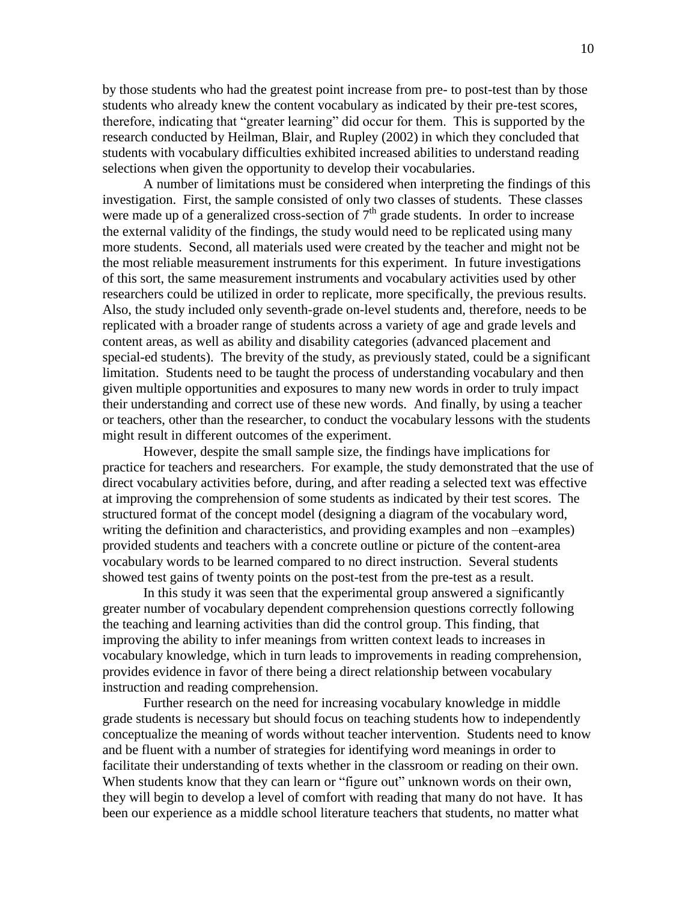by those students who had the greatest point increase from pre- to post-test than by those students who already knew the content vocabulary as indicated by their pre-test scores, therefore, indicating that "greater learning" did occur for them. This is supported by the research conducted by Heilman, Blair, and Rupley (2002) in which they concluded that students with vocabulary difficulties exhibited increased abilities to understand reading selections when given the opportunity to develop their vocabularies.

A number of limitations must be considered when interpreting the findings of this investigation. First, the sample consisted of only two classes of students. These classes were made up of a generalized cross-section of 7th grade students. In order to increase the external validity of the findings, the study would need to be replicated using many more students. Second, all materials used were created by the teacher and might not be the most reliable measurement instruments for this experiment. In future investigations of this sort, the same measurement instruments and vocabulary activities used by other researchers could be utilized in order to replicate, more specifically, the previous results. Also, the study included only seventh-grade on-level students and, therefore, needs to be replicated with a broader range of students across a variety of age and grade levels and content areas, as well as ability and disability categories (advanced placement and special-ed students). The brevity of the study, as previously stated, could be a significant limitation. Students need to be taught the process of understanding vocabulary and then given multiple opportunities and exposures to many new words in order to truly impact their understanding and correct use of these new words. And finally, by using a teacher or teachers, other than the researcher, to conduct the vocabulary lessons with the students might result in different outcomes of the experiment.

However, despite the small sample size, the findings have implications for practice for teachers and researchers. For example, the study demonstrated that the use of direct vocabulary activities before, during, and after reading a selected text was effective at improving the comprehension of some students as indicated by their test scores. The structured format of the concept model (designing a diagram of the vocabulary word, writing the definition and characteristics, and providing examples and non –examples) provided students and teachers with a concrete outline or picture of the content-area vocabulary words to be learned compared to no direct instruction. Several students showed test gains of twenty points on the post-test from the pre-test as a result.

In this study it was seen that the experimental group answered a significantly greater number of vocabulary dependent comprehension questions correctly following the teaching and learning activities than did the control group. This finding, that improving the ability to infer meanings from written context leads to increases in vocabulary knowledge, which in turn leads to improvements in reading comprehension, provides evidence in favor of there being a direct relationship between vocabulary instruction and reading comprehension.

Further research on the need for increasing vocabulary knowledge in middle grade students is necessary but should focus on teaching students how to independently conceptualize the meaning of words without teacher intervention. Students need to know and be fluent with a number of strategies for identifying word meanings in order to facilitate their understanding of texts whether in the classroom or reading on their own. When students know that they can learn or "figure out" unknown words on their own, they will begin to develop a level of comfort with reading that many do not have. It has been our experience as a middle school literature teachers that students, no matter what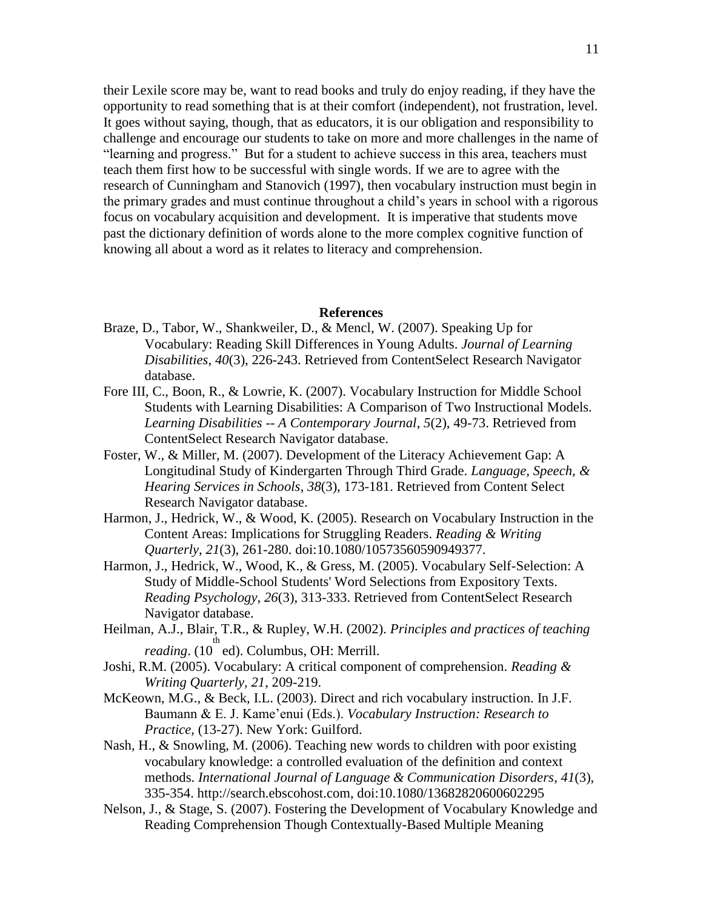their Lexile score may be, want to read books and truly do enjoy reading, if they have the opportunity to read something that is at their comfort (independent), not frustration, level. It goes without saying, though, that as educators, it is our obligation and responsibility to challenge and encourage our students to take on more and more challenges in the name of "learning and progress." But for a student to achieve success in this area, teachers must teach them first how to be successful with single words. If we are to agree with the research of Cunningham and Stanovich (1997), then vocabulary instruction must begin in the primary grades and must continue throughout a child's years in school with a rigorous focus on vocabulary acquisition and development. It is imperative that students move past the dictionary definition of words alone to the more complex cognitive function of knowing all about a word as it relates to literacy and comprehension.

## References

Braze, D., Tabor, W., Shankweiler, D., & Mencl, W. (2007). Speaking Up for Vocabulary: Reading Skill Differences in Young Adults. *Journal of Learning Disabilities*, *40*(3), 226-243. Retrieved from ContentSelect Research Navigator database.

Fore III, C., Boon, R., & Lowrie, K. (2007). Vocabulary Instruction for Middle School Students with Learning Disabilities: A Comparison of Two Instructional Models. *Learning Disabilities -- A Contemporary Journal*, *5*(2), 49-73. Retrieved from ContentSelect Research Navigator database.

Foster, W., & Miller, M. (2007). Development of the Literacy Achievement Gap: A Longitudinal Study of Kindergarten Through Third Grade. *Language, Speech, & Hearing Services in Schools*, *38*(3), 173-181. Retrieved from Content Select Research Navigator database.

Harmon, J., Hedrick, W., & Wood, K. (2005). Research on Vocabulary Instruction in the Content Areas: Implications for Struggling Readers. *Reading & Writing Quarterly*, *21*(3), 261-280. doi:10.1080/10573560590949377.

Harmon, J., Hedrick, W., Wood, K., & Gress, M. (2005). Vocabulary Self-Selection: A Study of Middle-School Students' Word Selections from Expository Texts. *Reading Psychology*, *26*(3), 313-333. Retrieved from ContentSelect Research Navigator database.

Heilman, A.J., Blair, T.R., & Rupley, W.H. (2002). *Principles and practices of teaching reading*. (10th ed). Columbus, OH: Merrill.

Joshi, R.M. (2005). Vocabulary: A critical component of comprehension. *Reading & Writing Quarterly, 21*, 209-219.

McKeown, M.G., & Beck, I.L. (2003). Direct and rich vocabulary instruction. In J.F. Baumann & E. J. Kame'enui (Eds.). *Vocabulary Instruction: Research to Practice*, (13-27). New York: Guilford.

Nash, H., & Snowling, M. (2006). Teaching new words to children with poor existing vocabulary knowledge: a controlled evaluation of the definition and context methods. *International Journal of Language & Communication Disorders*, *41*(3), 335-354. http://search.ebscohost.com, doi:10.1080/13682820600602295

Nelson, J., & Stage, S. (2007). Fostering the Development of Vocabulary Knowledge and Reading Comprehension Though Contextually-Based Multiple Meaning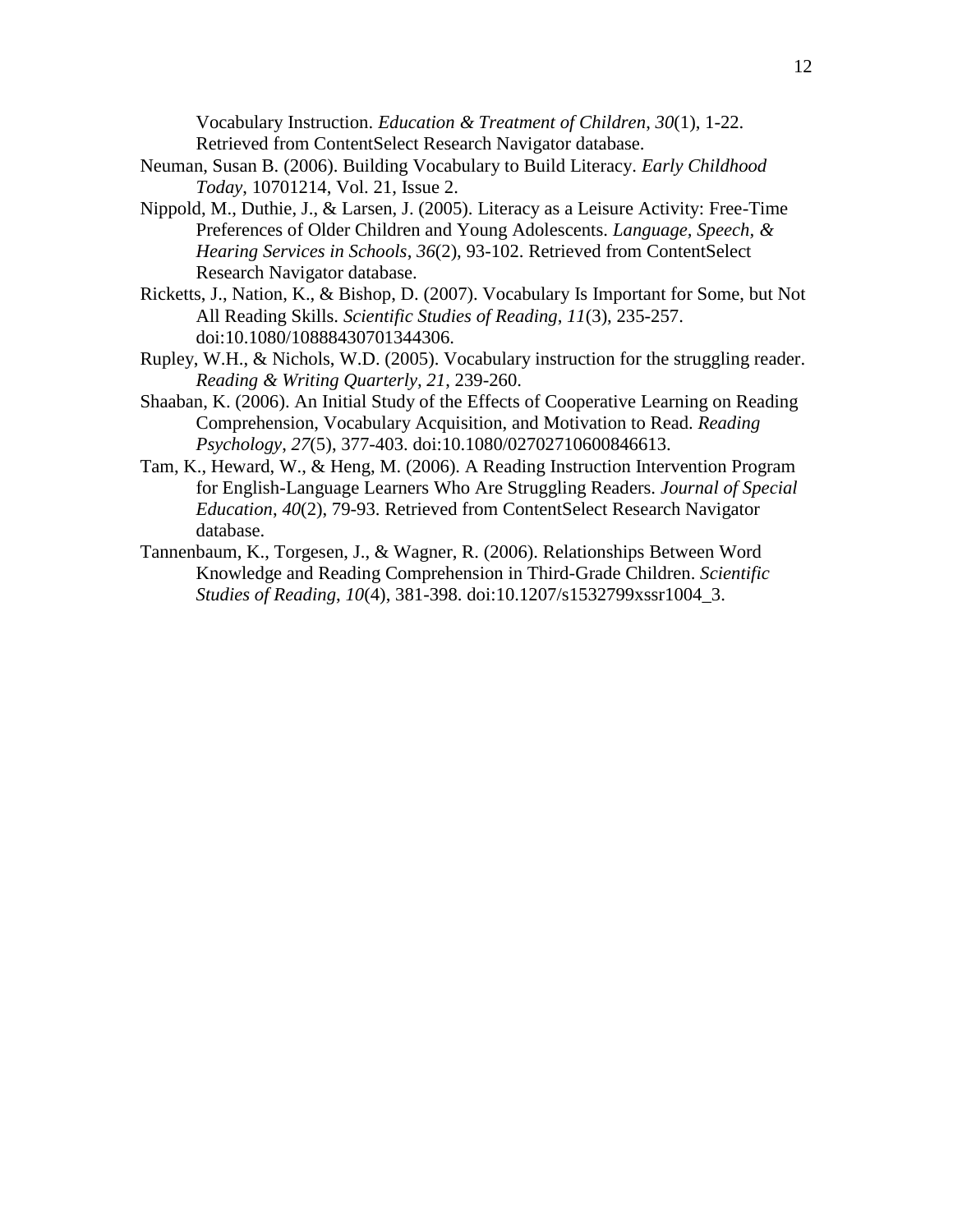Vocabulary Instruction. *Education & Treatment of Children*, *30*(1), 1-22. Retrieved from ContentSelect Research Navigator database.

Neuman, Susan B. (2006). Building Vocabulary to Build Literacy. *Early Childhood Today*, 10701214, Vol. 21, Issue 2.

Nippold, M., Duthie, J., & Larsen, J. (2005). Literacy as a Leisure Activity: Free-Time Preferences of Older Children and Young Adolescents. *Language, Speech, & Hearing Services in Schools*, *36*(2), 93-102. Retrieved from ContentSelect Research Navigator database.

Ricketts, J., Nation, K., & Bishop, D. (2007). Vocabulary Is Important for Some, but Not All Reading Skills. *Scientific Studies of Reading*, *11*(3), 235-257. doi:10.1080/10888430701344306.

Rupley, W.H., & Nichols, W.D. (2005). Vocabulary instruction for the struggling reader. *Reading & Writing Quarterly, 21*, 239-260.

Shaaban, K. (2006). An Initial Study of the Effects of Cooperative Learning on Reading Comprehension, Vocabulary Acquisition, and Motivation to Read. *Reading Psychology*, *27*(5), 377-403. doi:10.1080/02702710600846613.

Tam, K., Heward, W., & Heng, M. (2006). A Reading Instruction Intervention Program for English-Language Learners Who Are Struggling Readers. *Journal of Special Education*, *40*(2), 79-93. Retrieved from ContentSelect Research Navigator database.

Tannenbaum, K., Torgesen, J., & Wagner, R. (2006). Relationships Between Word Knowledge and Reading Comprehension in Third-Grade Children. *Scientific Studies of Reading*, *10*(4), 381-398. doi:10.1207/s1532799xssr1004_3.